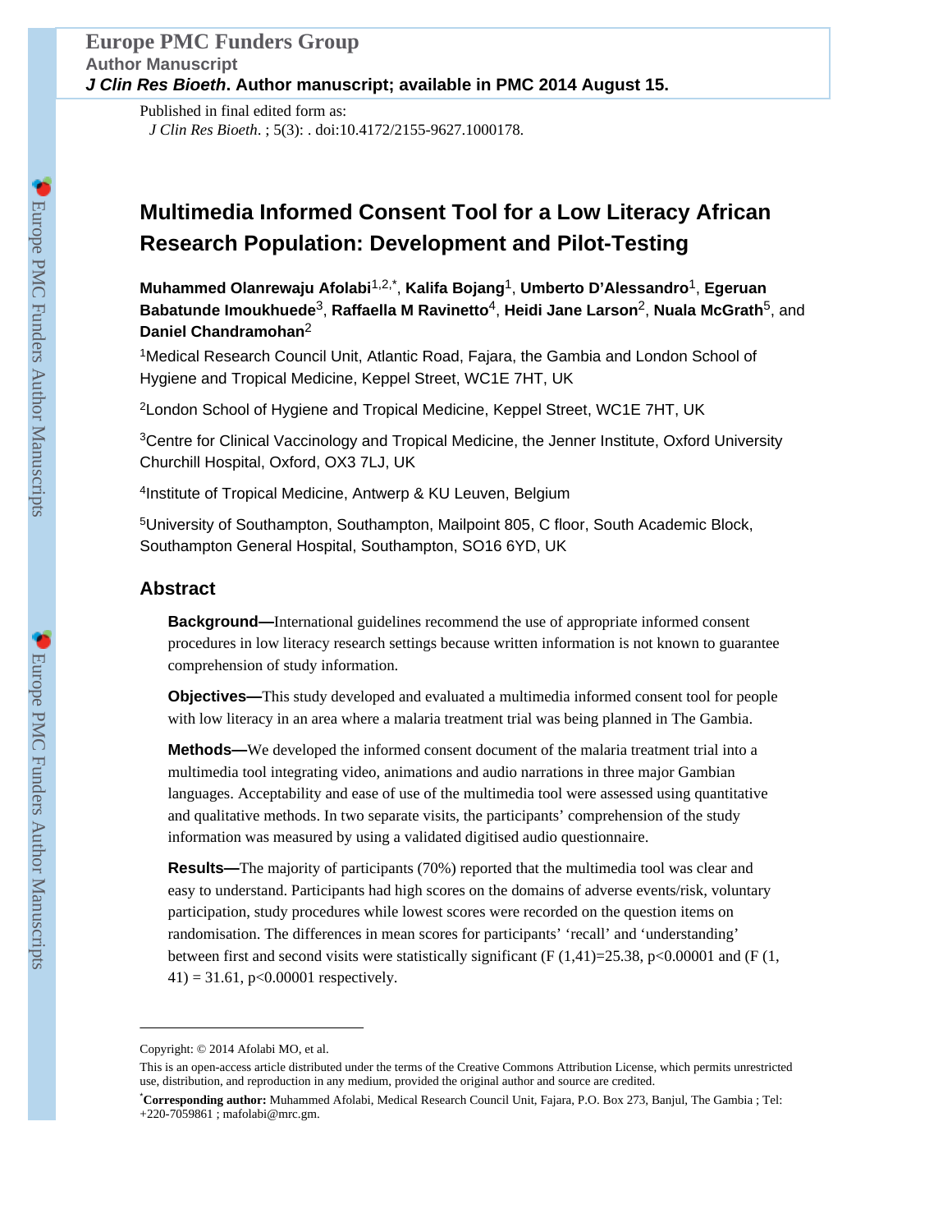Europe PMC Funders Group
Author Manuscript
*J Clin Res Bioeth*. Author manuscript; available in PMC 2014 August 15.

Published in final edited form as:
*J Clin Res Bioeth*. ; 5(3): . doi:10.4172/2155-9627.1000178.

# Multimedia Informed Consent Tool for a Low Literacy African Research Population: Development and Pilot-Testing

**Muhammed Olanrewaju Afolabi**[1,2,*], **Kalifa Bojang**[1], **Umberto D'Alessandro**[1], **Egeruan Babatunde Imoukhuede**[3], **Raffaella M Ravinetto**[4], **Heidi Jane Larson**[2], **Nuala McGrath**[5], and **Daniel Chandramohan**[2]

[1]Medical Research Council Unit, Atlantic Road, Fajara, the Gambia and London School of Hygiene and Tropical Medicine, Keppel Street, WC1E 7HT, UK

[2]London School of Hygiene and Tropical Medicine, Keppel Street, WC1E 7HT, UK

[3]Centre for Clinical Vaccinology and Tropical Medicine, the Jenner Institute, Oxford University Churchill Hospital, Oxford, OX3 7LJ, UK

[4]Institute of Tropical Medicine, Antwerp & KU Leuven, Belgium

[5]University of Southampton, Southampton, Mailpoint 805, C floor, South Academic Block, Southampton General Hospital, Southampton, SO16 6YD, UK

## Abstract

**Background—**International guidelines recommend the use of appropriate informed consent procedures in low literacy research settings because written information is not known to guarantee comprehension of study information.

**Objectives—**This study developed and evaluated a multimedia informed consent tool for people with low literacy in an area where a malaria treatment trial was being planned in The Gambia.

**Methods—**We developed the informed consent document of the malaria treatment trial into a multimedia tool integrating video, animations and audio narrations in three major Gambian languages. Acceptability and ease of use of the multimedia tool were assessed using quantitative and qualitative methods. In two separate visits, the participants' comprehension of the study information was measured by using a validated digitised audio questionnaire.

**Results—**The majority of participants (70%) reported that the multimedia tool was clear and easy to understand. Participants had high scores on the domains of adverse events/risk, voluntary participation, study procedures while lowest scores were recorded on the question items on randomisation. The differences in mean scores for participants' 'recall' and 'understanding' between first and second visits were statistically significant ($F(1,41)=25.38$, $p<0.00001$ and ($F(1, 41) = 31.61$, $p<0.00001$ respectively.

---

Copyright: © 2014 Afolabi MO, et al.

This is an open-access article distributed under the terms of the Creative Commons Attribution License, which permits unrestricted use, distribution, and reproduction in any medium, provided the original author and source are credited.

[*]**Corresponding author:** Muhammed Afolabi, Medical Research Council Unit, Fajara, P.O. Box 273, Banjul, The Gambia ; Tel: +220-7059861 ; mafolabi@mrc.gm.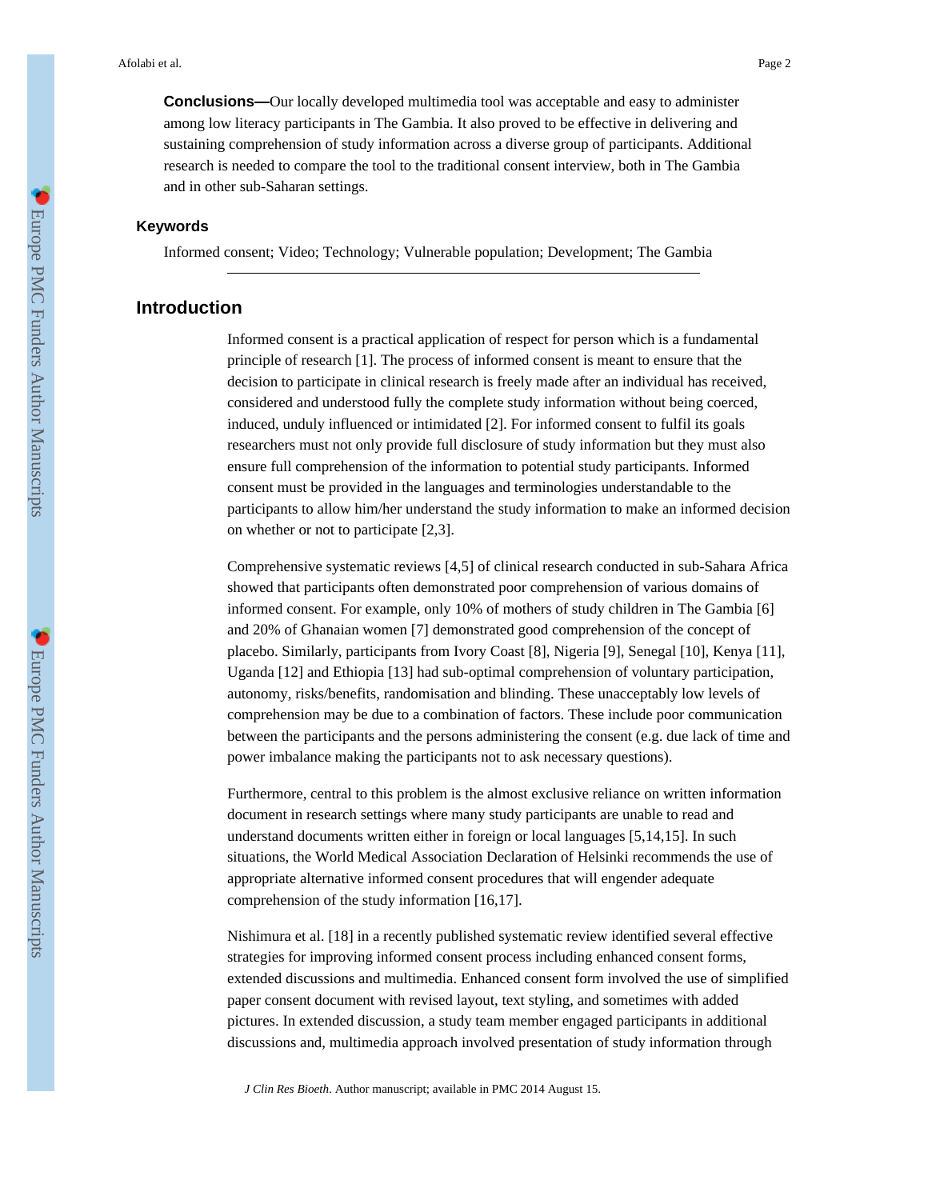**Conclusions—**Our locally developed multimedia tool was acceptable and easy to administer among low literacy participants in The Gambia. It also proved to be effective in delivering and sustaining comprehension of study information across a diverse group of participants. Additional research is needed to compare the tool to the traditional consent interview, both in The Gambia and in other sub-Saharan settings.

### Keywords

Informed consent; Video; Technology; Vulnerable population; Development; The Gambia

## Introduction

Informed consent is a practical application of respect for person which is a fundamental principle of research [1]. The process of informed consent is meant to ensure that the decision to participate in clinical research is freely made after an individual has received, considered and understood fully the complete study information without being coerced, induced, unduly influenced or intimidated [2]. For informed consent to fulfil its goals researchers must not only provide full disclosure of study information but they must also ensure full comprehension of the information to potential study participants. Informed consent must be provided in the languages and terminologies understandable to the participants to allow him/her understand the study information to make an informed decision on whether or not to participate [2,3].

Comprehensive systematic reviews [4,5] of clinical research conducted in sub-Sahara Africa showed that participants often demonstrated poor comprehension of various domains of informed consent. For example, only 10% of mothers of study children in The Gambia [6] and 20% of Ghanaian women [7] demonstrated good comprehension of the concept of placebo. Similarly, participants from Ivory Coast [8], Nigeria [9], Senegal [10], Kenya [11], Uganda [12] and Ethiopia [13] had sub-optimal comprehension of voluntary participation, autonomy, risks/benefits, randomisation and blinding. These unacceptably low levels of comprehension may be due to a combination of factors. These include poor communication between the participants and the persons administering the consent (e.g. due lack of time and power imbalance making the participants not to ask necessary questions).

Furthermore, central to this problem is the almost exclusive reliance on written information document in research settings where many study participants are unable to read and understand documents written either in foreign or local languages [5,14,15]. In such situations, the World Medical Association Declaration of Helsinki recommends the use of appropriate alternative informed consent procedures that will engender adequate comprehension of the study information [16,17].

Nishimura et al. [18] in a recently published systematic review identified several effective strategies for improving informed consent process including enhanced consent forms, extended discussions and multimedia. Enhanced consent form involved the use of simplified paper consent document with revised layout, text styling, and sometimes with added pictures. In extended discussion, a study team member engaged participants in additional discussions and, multimedia approach involved presentation of study information through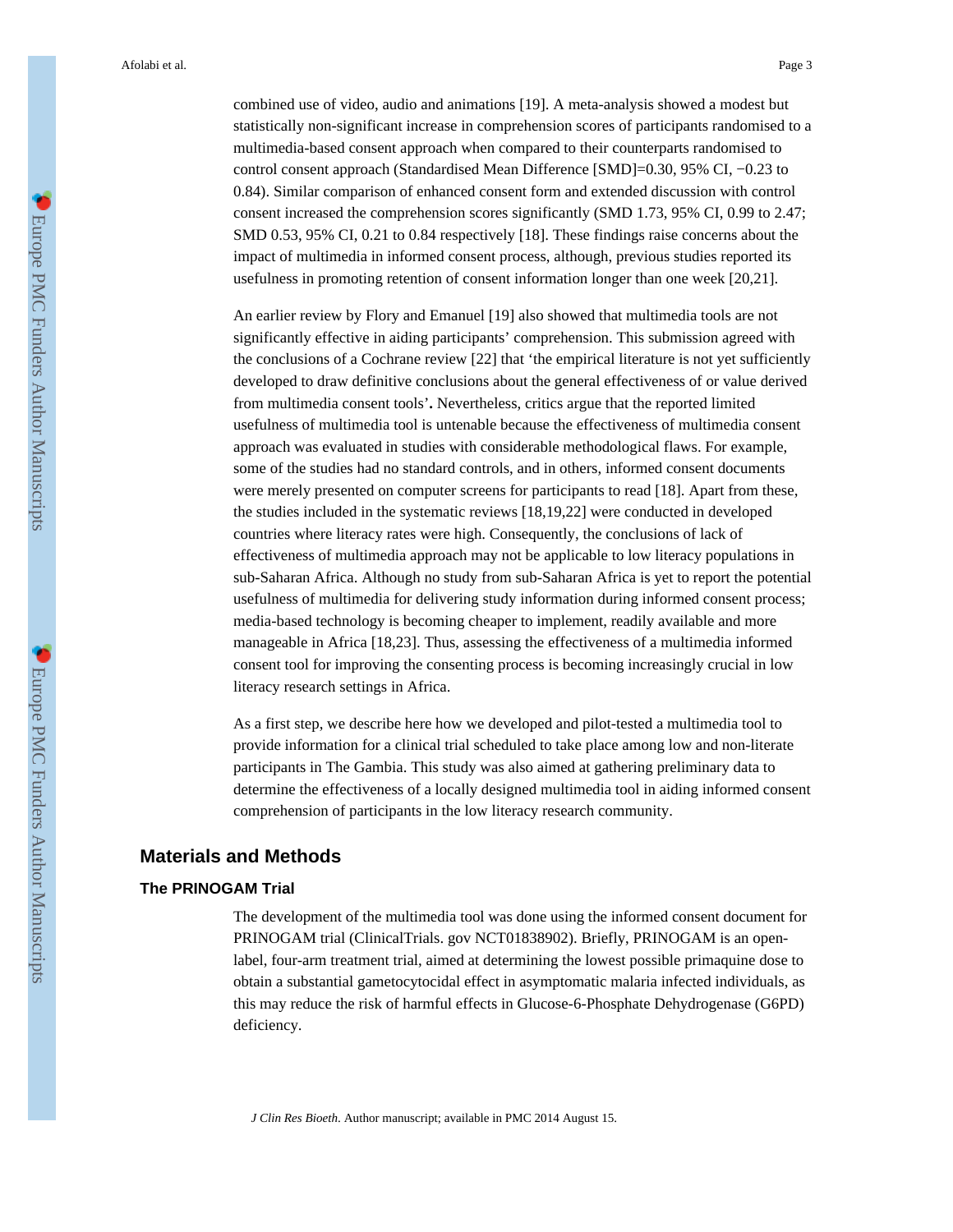combined use of video, audio and animations [19]. A meta-analysis showed a modest but statistically non-significant increase in comprehension scores of participants randomised to a multimedia-based consent approach when compared to their counterparts randomised to control consent approach (Standardised Mean Difference [SMD]=0.30, 95% CI, −0.23 to 0.84). Similar comparison of enhanced consent form and extended discussion with control consent increased the comprehension scores significantly (SMD 1.73, 95% CI, 0.99 to 2.47; SMD 0.53, 95% CI, 0.21 to 0.84 respectively [18]. These findings raise concerns about the impact of multimedia in informed consent process, although, previous studies reported its usefulness in promoting retention of consent information longer than one week [20,21].

An earlier review by Flory and Emanuel [19] also showed that multimedia tools are not significantly effective in aiding participants' comprehension. This submission agreed with the conclusions of a Cochrane review [22] that 'the empirical literature is not yet sufficiently developed to draw definitive conclusions about the general effectiveness of or value derived from multimedia consent tools'**.** Nevertheless, critics argue that the reported limited usefulness of multimedia tool is untenable because the effectiveness of multimedia consent approach was evaluated in studies with considerable methodological flaws. For example, some of the studies had no standard controls, and in others, informed consent documents were merely presented on computer screens for participants to read [18]. Apart from these, the studies included in the systematic reviews [18,19,22] were conducted in developed countries where literacy rates were high. Consequently, the conclusions of lack of effectiveness of multimedia approach may not be applicable to low literacy populations in sub-Saharan Africa. Although no study from sub-Saharan Africa is yet to report the potential usefulness of multimedia for delivering study information during informed consent process; media-based technology is becoming cheaper to implement, readily available and more manageable in Africa [18,23]. Thus, assessing the effectiveness of a multimedia informed consent tool for improving the consenting process is becoming increasingly crucial in low literacy research settings in Africa.

As a first step, we describe here how we developed and pilot-tested a multimedia tool to provide information for a clinical trial scheduled to take place among low and non-literate participants in The Gambia. This study was also aimed at gathering preliminary data to determine the effectiveness of a locally designed multimedia tool in aiding informed consent comprehension of participants in the low literacy research community.

## Materials and Methods

### The PRINOGAM Trial

The development of the multimedia tool was done using the informed consent document for PRINOGAM trial (ClinicalTrials. gov NCT01838902). Briefly, PRINOGAM is an open-label, four-arm treatment trial, aimed at determining the lowest possible primaquine dose to obtain a substantial gametocytocidal effect in asymptomatic malaria infected individuals, as this may reduce the risk of harmful effects in Glucose-6-Phosphate Dehydrogenase (G6PD) deficiency.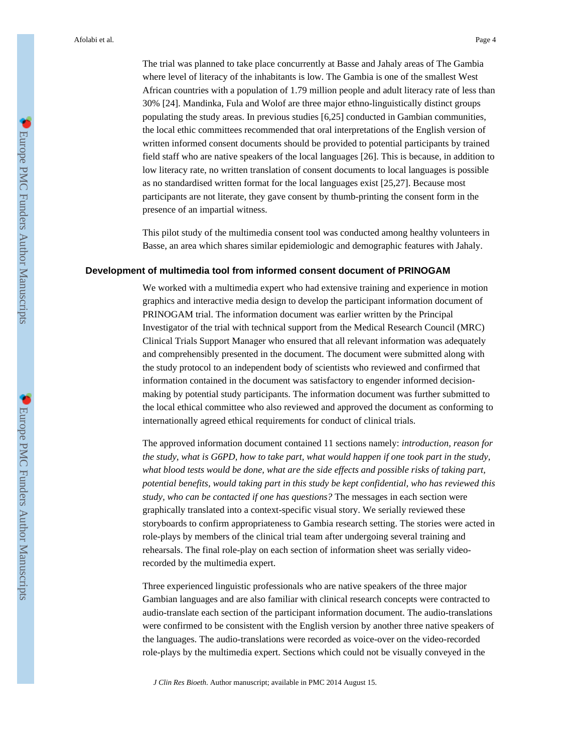The trial was planned to take place concurrently at Basse and Jahaly areas of The Gambia where level of literacy of the inhabitants is low. The Gambia is one of the smallest West African countries with a population of 1.79 million people and adult literacy rate of less than 30% [24]. Mandinka, Fula and Wolof are three major ethno-linguistically distinct groups populating the study areas. In previous studies [6,25] conducted in Gambian communities, the local ethic committees recommended that oral interpretations of the English version of written informed consent documents should be provided to potential participants by trained field staff who are native speakers of the local languages [26]. This is because, in addition to low literacy rate, no written translation of consent documents to local languages is possible as no standardised written format for the local languages exist [25,27]. Because most participants are not literate, they gave consent by thumb-printing the consent form in the presence of an impartial witness.

This pilot study of the multimedia consent tool was conducted among healthy volunteers in Basse, an area which shares similar epidemiologic and demographic features with Jahaly.

### Development of multimedia tool from informed consent document of PRINOGAM

We worked with a multimedia expert who had extensive training and experience in motion graphics and interactive media design to develop the participant information document of PRINOGAM trial. The information document was earlier written by the Principal Investigator of the trial with technical support from the Medical Research Council (MRC) Clinical Trials Support Manager who ensured that all relevant information was adequately and comprehensibly presented in the document. The document were submitted along with the study protocol to an independent body of scientists who reviewed and confirmed that information contained in the document was satisfactory to engender informed decision-making by potential study participants. The information document was further submitted to the local ethical committee who also reviewed and approved the document as conforming to internationally agreed ethical requirements for conduct of clinical trials.

The approved information document contained 11 sections namely: *introduction, reason for the study, what is G6PD, how to take part, what would happen if one took part in the study, what blood tests would be done, what are the side effects and possible risks of taking part, potential benefits, would taking part in this study be kept confidential, who has reviewed this study, who can be contacted if one has questions?* The messages in each section were graphically translated into a context-specific visual story. We serially reviewed these storyboards to confirm appropriateness to Gambia research setting. The stories were acted in role-plays by members of the clinical trial team after undergoing several training and rehearsals. The final role-play on each section of information sheet was serially video-recorded by the multimedia expert.

Three experienced linguistic professionals who are native speakers of the three major Gambian languages and are also familiar with clinical research concepts were contracted to audio-translate each section of the participant information document. The audio-translations were confirmed to be consistent with the English version by another three native speakers of the languages. The audio-translations were recorded as voice-over on the video-recorded role-plays by the multimedia expert. Sections which could not be visually conveyed in the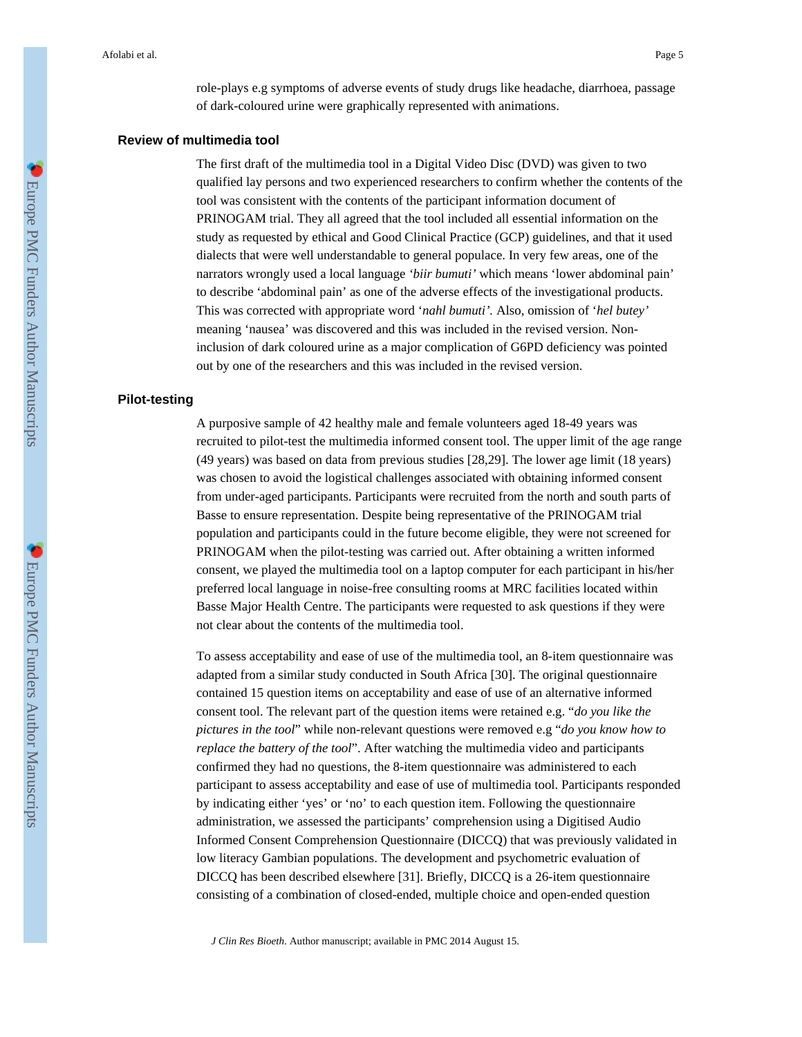role-plays e.g symptoms of adverse events of study drugs like headache, diarrhoea, passage of dark-coloured urine were graphically represented with animations.

### Review of multimedia tool

The first draft of the multimedia tool in a Digital Video Disc (DVD) was given to two qualified lay persons and two experienced researchers to confirm whether the contents of the tool was consistent with the contents of the participant information document of PRINOGAM trial. They all agreed that the tool included all essential information on the study as requested by ethical and Good Clinical Practice (GCP) guidelines, and that it used dialects that were well understandable to general populace. In very few areas, one of the narrators wrongly used a local language *'biir bumuti'* which means 'lower abdominal pain' to describe 'abdominal pain' as one of the adverse effects of the investigational products. This was corrected with appropriate word '*nahl bumuti'*. Also, omission of '*hel butey'* meaning 'nausea' was discovered and this was included in the revised version. Non-inclusion of dark coloured urine as a major complication of G6PD deficiency was pointed out by one of the researchers and this was included in the revised version.

### Pilot-testing

A purposive sample of 42 healthy male and female volunteers aged 18-49 years was recruited to pilot-test the multimedia informed consent tool. The upper limit of the age range (49 years) was based on data from previous studies [28,29]. The lower age limit (18 years) was chosen to avoid the logistical challenges associated with obtaining informed consent from under-aged participants. Participants were recruited from the north and south parts of Basse to ensure representation. Despite being representative of the PRINOGAM trial population and participants could in the future become eligible, they were not screened for PRINOGAM when the pilot-testing was carried out. After obtaining a written informed consent, we played the multimedia tool on a laptop computer for each participant in his/her preferred local language in noise-free consulting rooms at MRC facilities located within Basse Major Health Centre. The participants were requested to ask questions if they were not clear about the contents of the multimedia tool.

To assess acceptability and ease of use of the multimedia tool, an 8-item questionnaire was adapted from a similar study conducted in South Africa [30]. The original questionnaire contained 15 question items on acceptability and ease of use of an alternative informed consent tool. The relevant part of the question items were retained e.g. "*do you like the pictures in the tool*" while non-relevant questions were removed e.g "*do you know how to replace the battery of the tool*". After watching the multimedia video and participants confirmed they had no questions, the 8-item questionnaire was administered to each participant to assess acceptability and ease of use of multimedia tool. Participants responded by indicating either 'yes' or 'no' to each question item. Following the questionnaire administration, we assessed the participants' comprehension using a Digitised Audio Informed Consent Comprehension Questionnaire (DICCQ) that was previously validated in low literacy Gambian populations. The development and psychometric evaluation of DICCQ has been described elsewhere [31]. Briefly, DICCQ is a 26-item questionnaire consisting of a combination of closed-ended, multiple choice and open-ended question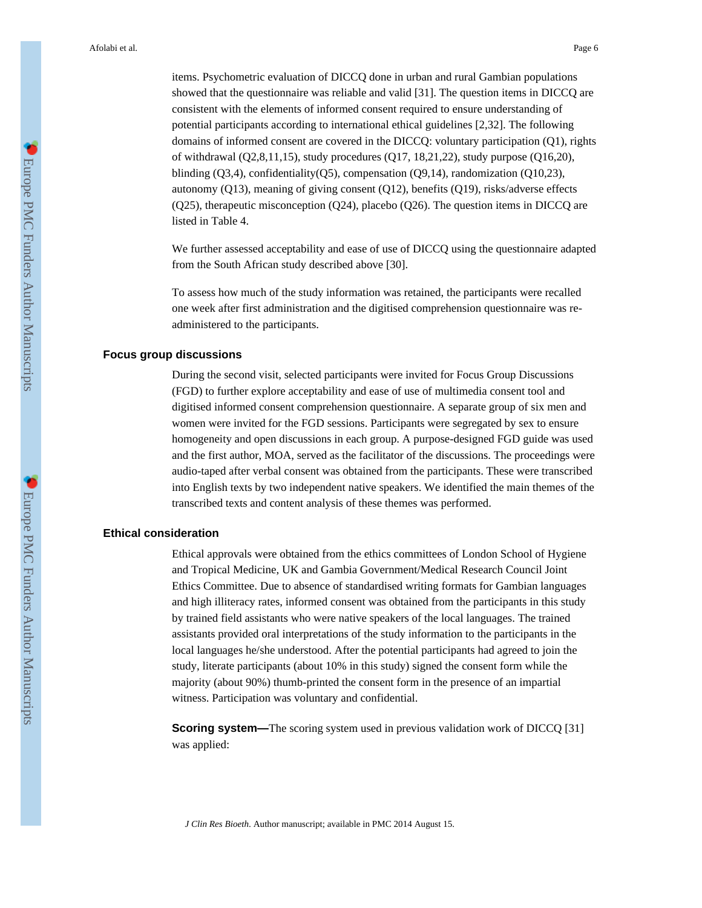items. Psychometric evaluation of DICCQ done in urban and rural Gambian populations showed that the questionnaire was reliable and valid [31]. The question items in DICCQ are consistent with the elements of informed consent required to ensure understanding of potential participants according to international ethical guidelines [2,32]. The following domains of informed consent are covered in the DICCQ: voluntary participation (Q1), rights of withdrawal (Q2,8,11,15), study procedures (Q17, 18,21,22), study purpose (Q16,20), blinding (Q3,4), confidentiality(Q5), compensation (Q9,14), randomization (Q10,23), autonomy (Q13), meaning of giving consent (Q12), benefits (Q19), risks/adverse effects (Q25), therapeutic misconception (Q24), placebo (Q26). The question items in DICCQ are listed in Table 4.

We further assessed acceptability and ease of use of DICCQ using the questionnaire adapted from the South African study described above [30].

To assess how much of the study information was retained, the participants were recalled one week after first administration and the digitised comprehension questionnaire was re-administered to the participants.

### Focus group discussions

During the second visit, selected participants were invited for Focus Group Discussions (FGD) to further explore acceptability and ease of use of multimedia consent tool and digitised informed consent comprehension questionnaire. A separate group of six men and women were invited for the FGD sessions. Participants were segregated by sex to ensure homogeneity and open discussions in each group. A purpose-designed FGD guide was used and the first author, MOA, served as the facilitator of the discussions. The proceedings were audio-taped after verbal consent was obtained from the participants. These were transcribed into English texts by two independent native speakers. We identified the main themes of the transcribed texts and content analysis of these themes was performed.

### Ethical consideration

Ethical approvals were obtained from the ethics committees of London School of Hygiene and Tropical Medicine, UK and Gambia Government/Medical Research Council Joint Ethics Committee. Due to absence of standardised writing formats for Gambian languages and high illiteracy rates, informed consent was obtained from the participants in this study by trained field assistants who were native speakers of the local languages. The trained assistants provided oral interpretations of the study information to the participants in the local languages he/she understood. After the potential participants had agreed to join the study, literate participants (about 10% in this study) signed the consent form while the majority (about 90%) thumb-printed the consent form in the presence of an impartial witness. Participation was voluntary and confidential.

**Scoring system—**The scoring system used in previous validation work of DICCQ [31] was applied: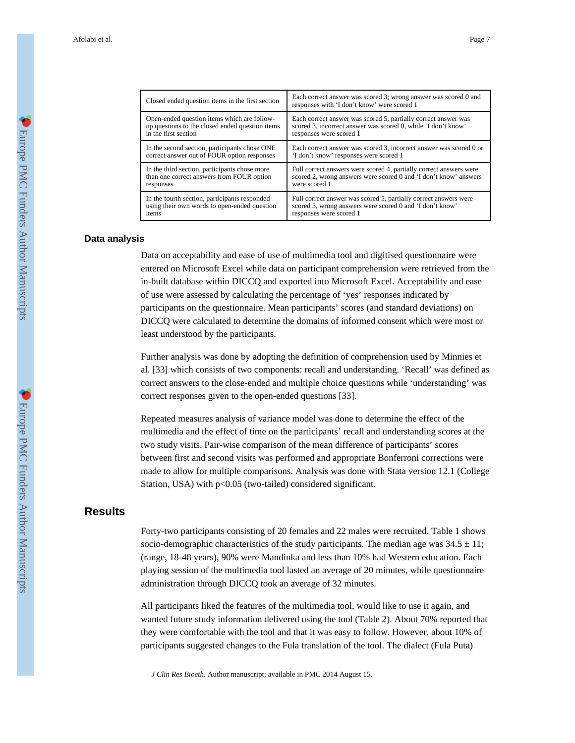| Closed ended question items in the first section | Each correct answer was scored 3; wrong answer was scored 0 and responses with 'I don't know' were scored 1 |
|---|---|
| Open-ended question items which are follow-up questions to the closed ended question items in the first section | Each correct answer was scored 5, partially correct answer was scored 3, incorrect answer was scored 0, while 'I don't know' responses were scored 1 |
| In the second section, participants chose ONE correct answer out of FOUR option responses | Each correct answer was scored 3, incorrect answer was scored 0 or 'I don't know' responses were scored 1 |
| In the third section, participants chose more than one correct answers from FOUR option responses | Full correct answers were scored 4, partially correct answers were scored 2, wrong answers were scored 0 and 'I don't know' answers were scored 1 |
| In the fourth section, participants responded using their own words to open-ended question items | Full correct answer was scored 5, partially correct answers were scored 3, wrong answers were scored 0 and 'I don't know' responses were scored 1 |

### Data analysis

Data on acceptability and ease of use of multimedia tool and digitised questionnaire were entered on Microsoft Excel while data on participant comprehension were retrieved from the in-built database within DICCQ and exported into Microsoft Excel. Acceptability and ease of use were assessed by calculating the percentage of 'yes' responses indicated by participants on the questionnaire. Mean participants' scores (and standard deviations) on DICCQ were calculated to determine the domains of informed consent which were most or least understood by the participants.

Further analysis was done by adopting the definition of comprehension used by Minnies et al. [33] which consists of two components: recall and understanding. 'Recall' was defined as correct answers to the close-ended and multiple choice questions while 'understanding' was correct responses given to the open-ended questions [33].

Repeated measures analysis of variance model was done to determine the effect of the multimedia and the effect of time on the participants' recall and understanding scores at the two study visits. Pair-wise comparison of the mean difference of participants' scores between first and second visits was performed and appropriate Bonferroni corrections were made to allow for multiple comparisons. Analysis was done with Stata version 12.1 (College Station, USA) with $p<0.05$ (two-tailed) considered significant.

## Results

Forty-two participants consisting of 20 females and 22 males were recruited. Table 1 shows socio-demographic characteristics of the study participants. The median age was $34.5 \pm 11$; (range, 18-48 years), 90% were Mandinka and less than 10% had Western education. Each playing session of the multimedia tool lasted an average of 20 minutes, while questionnaire administration through DICCQ took an average of 32 minutes.

All participants liked the features of the multimedia tool, would like to use it again, and wanted future study information delivered using the tool (Table 2). About 70% reported that they were comfortable with the tool and that it was easy to follow. However, about 10% of participants suggested changes to the Fula translation of the tool. The dialect (Fula Puta)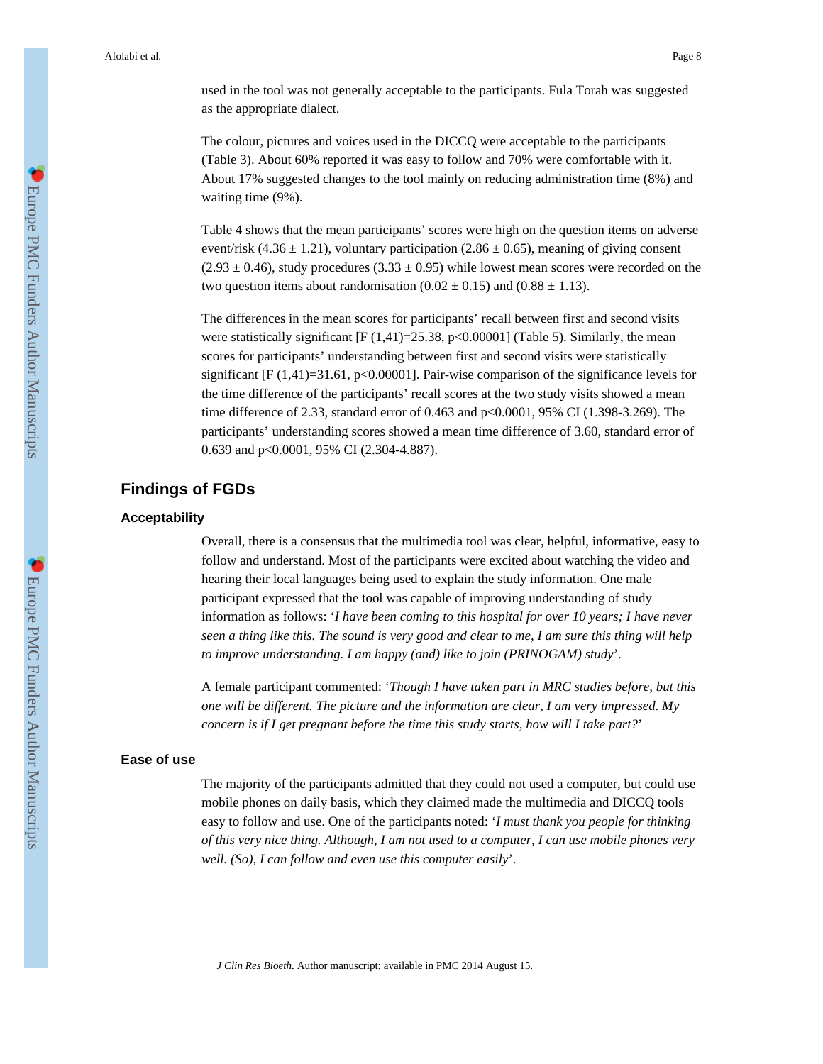used in the tool was not generally acceptable to the participants. Fula Torah was suggested as the appropriate dialect.

The colour, pictures and voices used in the DICCQ were acceptable to the participants (Table 3). About 60% reported it was easy to follow and 70% were comfortable with it. About 17% suggested changes to the tool mainly on reducing administration time (8%) and waiting time (9%).

Table 4 shows that the mean participants' scores were high on the question items on adverse event/risk ($4.36 \pm 1.21$), voluntary participation ($2.86 \pm 0.65$), meaning of giving consent ($2.93 \pm 0.46$), study procedures ($3.33 \pm 0.95$) while lowest mean scores were recorded on the two question items about randomisation ($0.02 \pm 0.15$) and ($0.88 \pm 1.13$).

The differences in the mean scores for participants' recall between first and second visits were statistically significant [$F(1,41)=25.38$, $p<0.00001$] (Table 5). Similarly, the mean scores for participants' understanding between first and second visits were statistically significant [$F(1,41)=31.61$, $p<0.00001$]. Pair-wise comparison of the significance levels for the time difference of the participants' recall scores at the two study visits showed a mean time difference of 2.33, standard error of 0.463 and $p<0.0001$, 95% CI (1.398-3.269). The participants' understanding scores showed a mean time difference of 3.60, standard error of 0.639 and $p<0.0001$, 95% CI (2.304-4.887).

## Findings of FGDs

### Acceptability

Overall, there is a consensus that the multimedia tool was clear, helpful, informative, easy to follow and understand. Most of the participants were excited about watching the video and hearing their local languages being used to explain the study information. One male participant expressed that the tool was capable of improving understanding of study information as follows: '*I have been coming to this hospital for over 10 years; I have never seen a thing like this. The sound is very good and clear to me, I am sure this thing will help to improve understanding. I am happy (and) like to join (PRINOGAM) study*'.

A female participant commented: '*Though I have taken part in MRC studies before, but this one will be different. The picture and the information are clear, I am very impressed. My concern is if I get pregnant before the time this study starts, how will I take part?*'

### Ease of use

The majority of the participants admitted that they could not used a computer, but could use mobile phones on daily basis, which they claimed made the multimedia and DICCQ tools easy to follow and use. One of the participants noted: '*I must thank you people for thinking of this very nice thing. Although, I am not used to a computer, I can use mobile phones very well. (So), I can follow and even use this computer easily*'.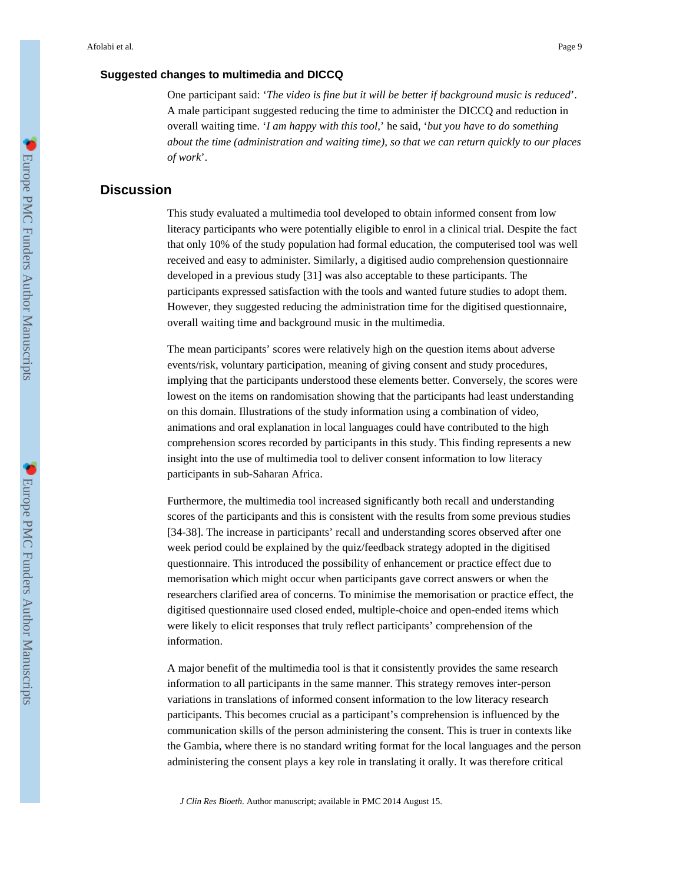### Suggested changes to multimedia and DICCQ

One participant said: '*The video is fine but it will be better if background music is reduced*'. A male participant suggested reducing the time to administer the DICCQ and reduction in overall waiting time. '*I am happy with this tool*,' he said, '*but you have to do something about the time (administration and waiting time), so that we can return quickly to our places of work*'.

## Discussion

This study evaluated a multimedia tool developed to obtain informed consent from low literacy participants who were potentially eligible to enrol in a clinical trial. Despite the fact that only 10% of the study population had formal education, the computerised tool was well received and easy to administer. Similarly, a digitised audio comprehension questionnaire developed in a previous study [31] was also acceptable to these participants. The participants expressed satisfaction with the tools and wanted future studies to adopt them. However, they suggested reducing the administration time for the digitised questionnaire, overall waiting time and background music in the multimedia.

The mean participants' scores were relatively high on the question items about adverse events/risk, voluntary participation, meaning of giving consent and study procedures, implying that the participants understood these elements better. Conversely, the scores were lowest on the items on randomisation showing that the participants had least understanding on this domain. Illustrations of the study information using a combination of video, animations and oral explanation in local languages could have contributed to the high comprehension scores recorded by participants in this study. This finding represents a new insight into the use of multimedia tool to deliver consent information to low literacy participants in sub-Saharan Africa.

Furthermore, the multimedia tool increased significantly both recall and understanding scores of the participants and this is consistent with the results from some previous studies [34-38]. The increase in participants' recall and understanding scores observed after one week period could be explained by the quiz/feedback strategy adopted in the digitised questionnaire. This introduced the possibility of enhancement or practice effect due to memorisation which might occur when participants gave correct answers or when the researchers clarified area of concerns. To minimise the memorisation or practice effect, the digitised questionnaire used closed ended, multiple-choice and open-ended items which were likely to elicit responses that truly reflect participants' comprehension of the information.

A major benefit of the multimedia tool is that it consistently provides the same research information to all participants in the same manner. This strategy removes inter-person variations in translations of informed consent information to the low literacy research participants. This becomes crucial as a participant's comprehension is influenced by the communication skills of the person administering the consent. This is truer in contexts like the Gambia, where there is no standard writing format for the local languages and the person administering the consent plays a key role in translating it orally. It was therefore critical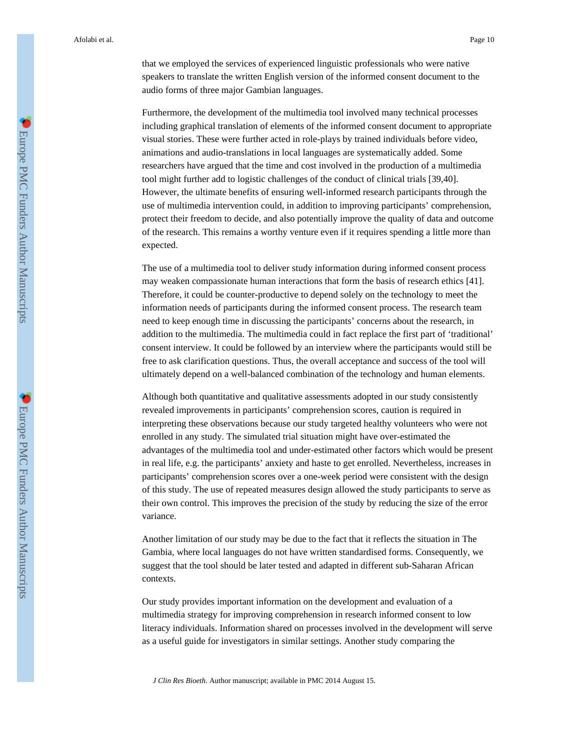that we employed the services of experienced linguistic professionals who were native speakers to translate the written English version of the informed consent document to the audio forms of three major Gambian languages.

Furthermore, the development of the multimedia tool involved many technical processes including graphical translation of elements of the informed consent document to appropriate visual stories. These were further acted in role-plays by trained individuals before video, animations and audio-translations in local languages are systematically added. Some researchers have argued that the time and cost involved in the production of a multimedia tool might further add to logistic challenges of the conduct of clinical trials [39,40]. However, the ultimate benefits of ensuring well-informed research participants through the use of multimedia intervention could, in addition to improving participants' comprehension, protect their freedom to decide, and also potentially improve the quality of data and outcome of the research. This remains a worthy venture even if it requires spending a little more than expected.

The use of a multimedia tool to deliver study information during informed consent process may weaken compassionate human interactions that form the basis of research ethics [41]. Therefore, it could be counter-productive to depend solely on the technology to meet the information needs of participants during the informed consent process. The research team need to keep enough time in discussing the participants' concerns about the research, in addition to the multimedia. The multimedia could in fact replace the first part of 'traditional' consent interview. It could be followed by an interview where the participants would still be free to ask clarification questions. Thus, the overall acceptance and success of the tool will ultimately depend on a well-balanced combination of the technology and human elements.

Although both quantitative and qualitative assessments adopted in our study consistently revealed improvements in participants' comprehension scores, caution is required in interpreting these observations because our study targeted healthy volunteers who were not enrolled in any study. The simulated trial situation might have over-estimated the advantages of the multimedia tool and under-estimated other factors which would be present in real life, e.g. the participants' anxiety and haste to get enrolled. Nevertheless, increases in participants' comprehension scores over a one-week period were consistent with the design of this study. The use of repeated measures design allowed the study participants to serve as their own control. This improves the precision of the study by reducing the size of the error variance.

Another limitation of our study may be due to the fact that it reflects the situation in The Gambia, where local languages do not have written standardised forms. Consequently, we suggest that the tool should be later tested and adapted in different sub-Saharan African contexts.

Our study provides important information on the development and evaluation of a multimedia strategy for improving comprehension in research informed consent to low literacy individuals. Information shared on processes involved in the development will serve as a useful guide for investigators in similar settings. Another study comparing the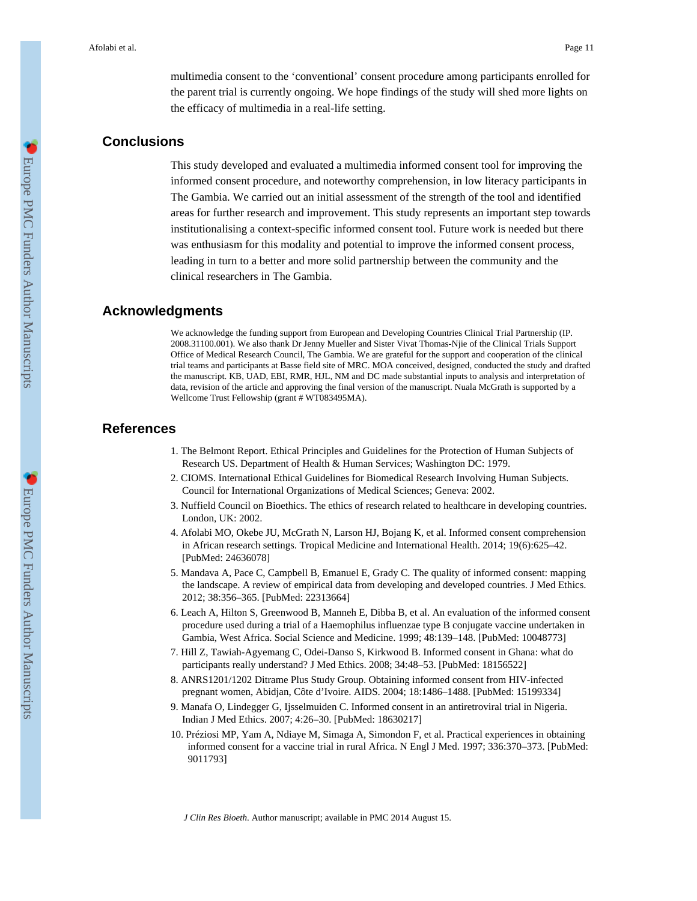multimedia consent to the 'conventional' consent procedure among participants enrolled for the parent trial is currently ongoing. We hope findings of the study will shed more lights on the efficacy of multimedia in a real-life setting.

## Conclusions

This study developed and evaluated a multimedia informed consent tool for improving the informed consent procedure, and noteworthy comprehension, in low literacy participants in The Gambia. We carried out an initial assessment of the strength of the tool and identified areas for further research and improvement. This study represents an important step towards institutionalising a context-specific informed consent tool. Future work is needed but there was enthusiasm for this modality and potential to improve the informed consent process, leading in turn to a better and more solid partnership between the community and the clinical researchers in The Gambia.

## Acknowledgments

We acknowledge the funding support from European and Developing Countries Clinical Trial Partnership (IP. 2008.31100.001). We also thank Dr Jenny Mueller and Sister Vivat Thomas-Njie of the Clinical Trials Support Office of Medical Research Council, The Gambia. We are grateful for the support and cooperation of the clinical trial teams and participants at Basse field site of MRC. MOA conceived, designed, conducted the study and drafted the manuscript. KB, UAD, EBI, RMR, HJL, NM and DC made substantial inputs to analysis and interpretation of data, revision of the article and approving the final version of the manuscript. Nuala McGrath is supported by a Wellcome Trust Fellowship (grant # WT083495MA).

## References

1. The Belmont Report. Ethical Principles and Guidelines for the Protection of Human Subjects of Research US. Department of Health & Human Services; Washington DC: 1979.
2. CIOMS. International Ethical Guidelines for Biomedical Research Involving Human Subjects. Council for International Organizations of Medical Sciences; Geneva: 2002.
3. Nuffield Council on Bioethics. The ethics of research related to healthcare in developing countries. London, UK: 2002.
4. Afolabi MO, Okebe JU, McGrath N, Larson HJ, Bojang K, et al. Informed consent comprehension in African research settings. Tropical Medicine and International Health. 2014; 19(6):625–42. [PubMed: 24636078]
5. Mandava A, Pace C, Campbell B, Emanuel E, Grady C. The quality of informed consent: mapping the landscape. A review of empirical data from developing and developed countries. J Med Ethics. 2012; 38:356–365. [PubMed: 22313664]
6. Leach A, Hilton S, Greenwood B, Manneh E, Dibba B, et al. An evaluation of the informed consent procedure used during a trial of a Haemophilus influenzae type B conjugate vaccine undertaken in Gambia, West Africa. Social Science and Medicine. 1999; 48:139–148. [PubMed: 10048773]
7. Hill Z, Tawiah-Agyemang C, Odei-Danso S, Kirkwood B. Informed consent in Ghana: what do participants really understand? J Med Ethics. 2008; 34:48–53. [PubMed: 18156522]
8. ANRS1201/1202 Ditrame Plus Study Group. Obtaining informed consent from HIV-infected pregnant women, Abidjan, Côte d'Ivoire. AIDS. 2004; 18:1486–1488. [PubMed: 15199334]
9. Manafa O, Lindegger G, Ijsselmuiden C. Informed consent in an antiretroviral trial in Nigeria. Indian J Med Ethics. 2007; 4:26–30. [PubMed: 18630217]
10. Préziosi MP, Yam A, Ndiaye M, Simaga A, Simondon F, et al. Practical experiences in obtaining informed consent for a vaccine trial in rural Africa. N Engl J Med. 1997; 336:370–373. [PubMed: 9011793]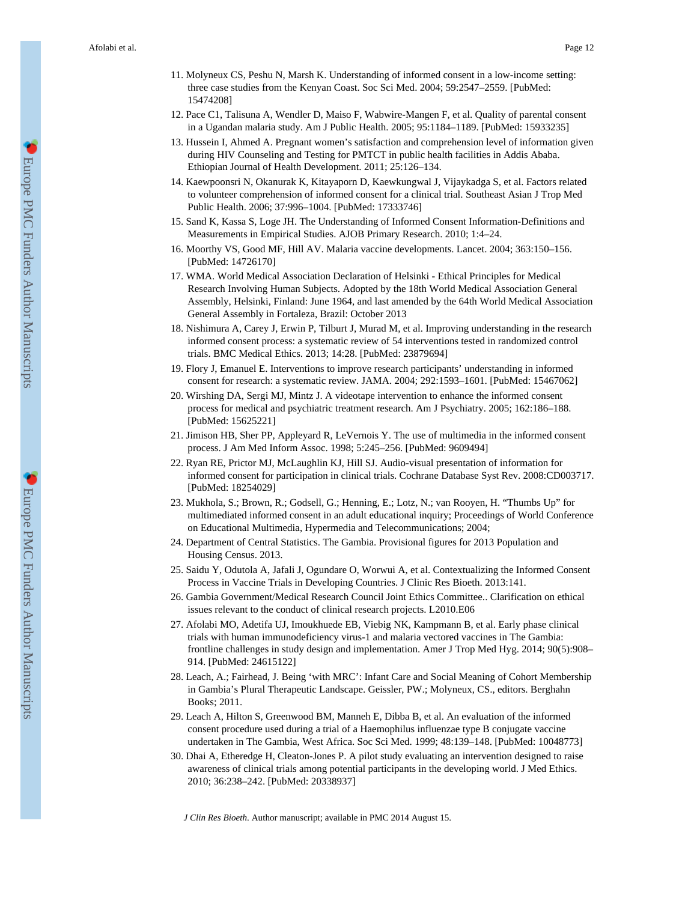11. Molyneux CS, Peshu N, Marsh K. Understanding of informed consent in a low-income setting: three case studies from the Kenyan Coast. Soc Sci Med. 2004; 59:2547–2559. [PubMed: 15474208]
12. Pace C1, Talisuna A, Wendler D, Maiso F, Wabwire-Mangen F, et al. Quality of parental consent in a Ugandan malaria study. Am J Public Health. 2005; 95:1184–1189. [PubMed: 15933235]
13. Hussein I, Ahmed A. Pregnant women's satisfaction and comprehension level of information given during HIV Counseling and Testing for PMTCT in public health facilities in Addis Ababa. Ethiopian Journal of Health Development. 2011; 25:126–134.
14. Kaewpoonsri N, Okanurak K, Kitayaporn D, Kaewkungwal J, Vijaykadga S, et al. Factors related to volunteer comprehension of informed consent for a clinical trial. Southeast Asian J Trop Med Public Health. 2006; 37:996–1004. [PubMed: 17333746]
15. Sand K, Kassa S, Loge JH. The Understanding of Informed Consent Information-Definitions and Measurements in Empirical Studies. AJOB Primary Research. 2010; 1:4–24.
16. Moorthy VS, Good MF, Hill AV. Malaria vaccine developments. Lancet. 2004; 363:150–156. [PubMed: 14726170]
17. WMA. World Medical Association Declaration of Helsinki - Ethical Principles for Medical Research Involving Human Subjects. Adopted by the 18th World Medical Association General Assembly, Helsinki, Finland: June 1964, and last amended by the 64th World Medical Association General Assembly in Fortaleza, Brazil: October 2013
18. Nishimura A, Carey J, Erwin P, Tilburt J, Murad M, et al. Improving understanding in the research informed consent process: a systematic review of 54 interventions tested in randomized control trials. BMC Medical Ethics. 2013; 14:28. [PubMed: 23879694]
19. Flory J, Emanuel E. Interventions to improve research participants' understanding in informed consent for research: a systematic review. JAMA. 2004; 292:1593–1601. [PubMed: 15467062]
20. Wirshing DA, Sergi MJ, Mintz J. A videotape intervention to enhance the informed consent process for medical and psychiatric treatment research. Am J Psychiatry. 2005; 162:186–188. [PubMed: 15625221]
21. Jimison HB, Sher PP, Appleyard R, LeVernois Y. The use of multimedia in the informed consent process. J Am Med Inform Assoc. 1998; 5:245–256. [PubMed: 9609494]
22. Ryan RE, Prictor MJ, McLaughlin KJ, Hill SJ. Audio-visual presentation of information for informed consent for participation in clinical trials. Cochrane Database Syst Rev. 2008:CD003717. [PubMed: 18254029]
23. Mukhola, S.; Brown, R.; Godsell, G.; Henning, E.; Lotz, N.; van Rooyen, H. "Thumbs Up" for multimediated informed consent in an adult educational inquiry; Proceedings of World Conference on Educational Multimedia, Hypermedia and Telecommunications; 2004;
24. Department of Central Statistics. The Gambia. Provisional figures for 2013 Population and Housing Census. 2013.
25. Saidu Y, Odutola A, Jafali J, Ogundare O, Worwui A, et al. Contextualizing the Informed Consent Process in Vaccine Trials in Developing Countries. J Clinic Res Bioeth. 2013:141.
26. Gambia Government/Medical Research Council Joint Ethics Committee.. Clarification on ethical issues relevant to the conduct of clinical research projects. L2010.E06
27. Afolabi MO, Adetifa UJ, Imoukhuede EB, Viebig NK, Kampmann B, et al. Early phase clinical trials with human immunodeficiency virus-1 and malaria vectored vaccines in The Gambia: frontline challenges in study design and implementation. Amer J Trop Med Hyg. 2014; 90(5):908–914. [PubMed: 24615122]
28. Leach, A.; Fairhead, J. Being 'with MRC': Infant Care and Social Meaning of Cohort Membership in Gambia's Plural Therapeutic Landscape. Geissler, PW.; Molyneux, CS., editors. Berghahn Books; 2011.
29. Leach A, Hilton S, Greenwood BM, Manneh E, Dibba B, et al. An evaluation of the informed consent procedure used during a trial of a Haemophilus influenzae type B conjugate vaccine undertaken in The Gambia, West Africa. Soc Sci Med. 1999; 48:139–148. [PubMed: 10048773]
30. Dhai A, Etheredge H, Cleaton-Jones P. A pilot study evaluating an intervention designed to raise awareness of clinical trials among potential participants in the developing world. J Med Ethics. 2010; 36:238–242. [PubMed: 20338937]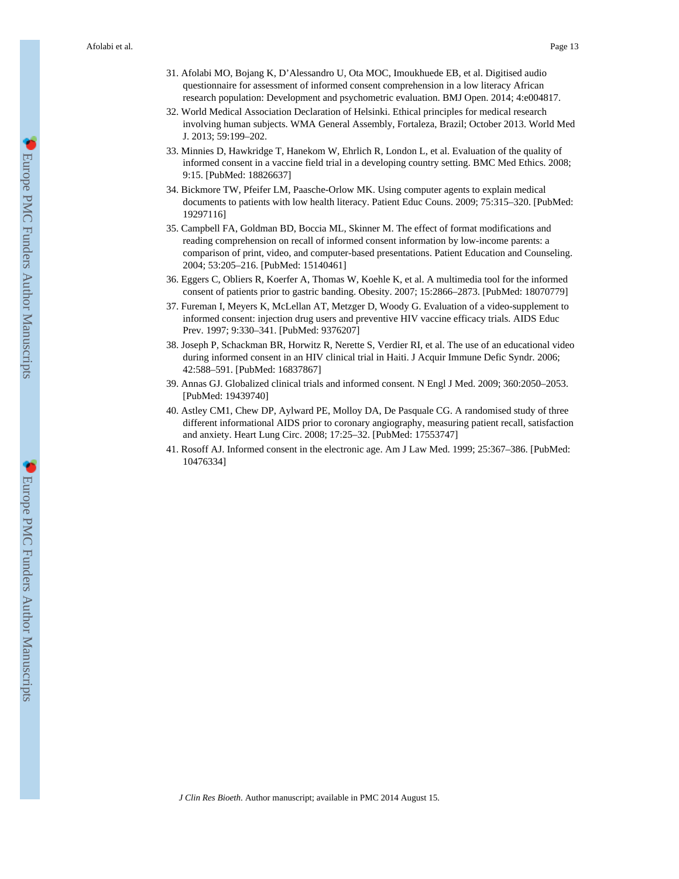31. Afolabi MO, Bojang K, D'Alessandro U, Ota MOC, Imoukhuede EB, et al. Digitised audio questionnaire for assessment of informed consent comprehension in a low literacy African research population: Development and psychometric evaluation. BMJ Open. 2014; 4:e004817.
32. World Medical Association Declaration of Helsinki. Ethical principles for medical research involving human subjects. WMA General Assembly, Fortaleza, Brazil; October 2013. World Med J. 2013; 59:199–202.
33. Minnies D, Hawkridge T, Hanekom W, Ehrlich R, London L, et al. Evaluation of the quality of informed consent in a vaccine field trial in a developing country setting. BMC Med Ethics. 2008; 9:15. [PubMed: 18826637]
34. Bickmore TW, Pfeifer LM, Paasche-Orlow MK. Using computer agents to explain medical documents to patients with low health literacy. Patient Educ Couns. 2009; 75:315–320. [PubMed: 19297116]
35. Campbell FA, Goldman BD, Boccia ML, Skinner M. The effect of format modifications and reading comprehension on recall of informed consent information by low-income parents: a comparison of print, video, and computer-based presentations. Patient Education and Counseling. 2004; 53:205–216. [PubMed: 15140461]
36. Eggers C, Obliers R, Koerfer A, Thomas W, Koehle K, et al. A multimedia tool for the informed consent of patients prior to gastric banding. Obesity. 2007; 15:2866–2873. [PubMed: 18070779]
37. Fureman I, Meyers K, McLellan AT, Metzger D, Woody G. Evaluation of a video-supplement to informed consent: injection drug users and preventive HIV vaccine efficacy trials. AIDS Educ Prev. 1997; 9:330–341. [PubMed: 9376207]
38. Joseph P, Schackman BR, Horwitz R, Nerette S, Verdier RI, et al. The use of an educational video during informed consent in an HIV clinical trial in Haiti. J Acquir Immune Defic Syndr. 2006; 42:588–591. [PubMed: 16837867]
39. Annas GJ. Globalized clinical trials and informed consent. N Engl J Med. 2009; 360:2050–2053. [PubMed: 19439740]
40. Astley CM1, Chew DP, Aylward PE, Molloy DA, De Pasquale CG. A randomised study of three different informational AIDS prior to coronary angiography, measuring patient recall, satisfaction and anxiety. Heart Lung Circ. 2008; 17:25–32. [PubMed: 17553747]
41. Rosoff AJ. Informed consent in the electronic age. Am J Law Med. 1999; 25:367–386. [PubMed: 10476334]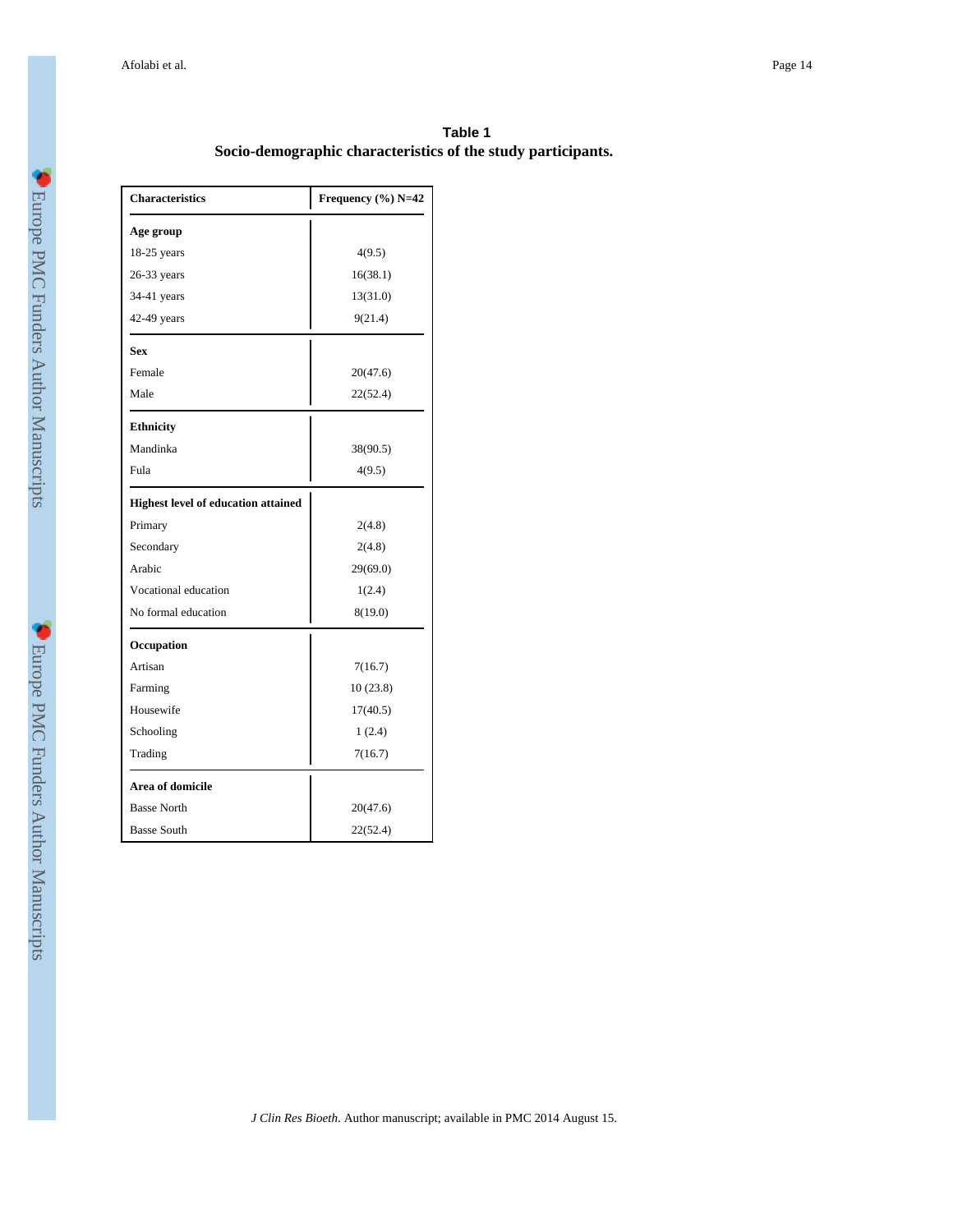## Table 1

**Socio-demographic characteristics of the study participants.**

| Characteristics | Frequency (%) N=42 |
|---|---|
| **Age group** | |
| 18-25 years | 4(9.5) |
| 26-33 years | 16(38.1) |
| 34-41 years | 13(31.0) |
| 42-49 years | 9(21.4) |
| **Sex** | |
| Female | 20(47.6) |
| Male | 22(52.4) |
| **Ethnicity** | |
| Mandinka | 38(90.5) |
| Fula | 4(9.5) |
| **Highest level of education attained** | |
| Primary | 2(4.8) |
| Secondary | 2(4.8) |
| Arabic | 29(69.0) |
| Vocational education | 1(2.4) |
| No formal education | 8(19.0) |
| **Occupation** | |
| Artisan | 7(16.7) |
| Farming | 10 (23.8) |
| Housewife | 17(40.5) |
| Schooling | 1 (2.4) |
| Trading | 7(16.7) |
| **Area of domicile** | |
| Basse North | 20(47.6) |
| Basse South | 22(52.4) |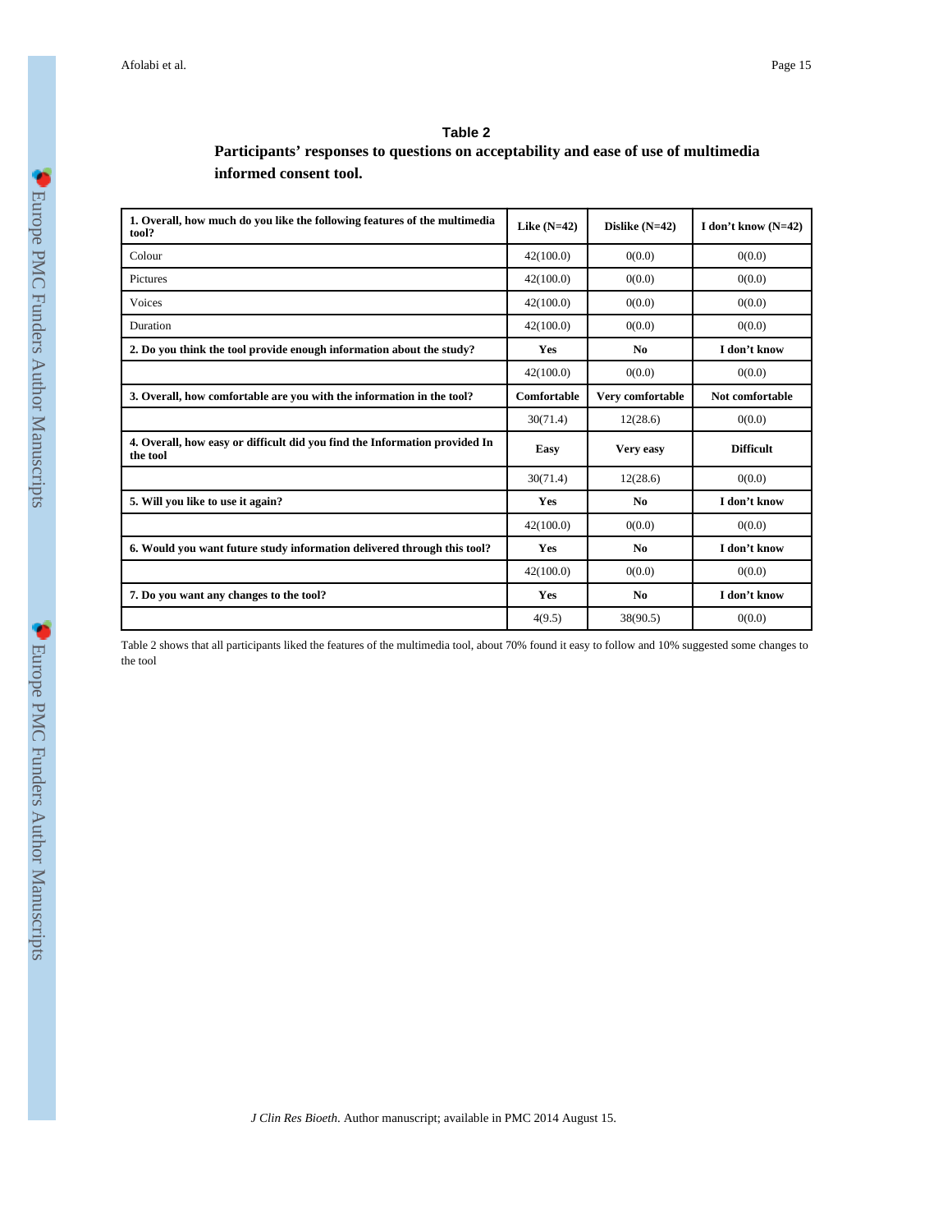**Table 2**

**Participants' responses to questions on acceptability and ease of use of multimedia informed consent tool.**

| **1. Overall, how much do you like the following features of the multimedia tool?** | **Like (N=42)** | **Dislike (N=42)** | **I don't know (N=42)** |
|---|---|---|---|
| Colour | 42(100.0) | 0(0.0) | 0(0.0) |
| Pictures | 42(100.0) | 0(0.0) | 0(0.0) |
| Voices | 42(100.0) | 0(0.0) | 0(0.0) |
| Duration | 42(100.0) | 0(0.0) | 0(0.0) |
| **2. Do you think the tool provide enough information about the study?** | **Yes** | **No** | **I don't know** |
| | 42(100.0) | 0(0.0) | 0(0.0) |
| **3. Overall, how comfortable are you with the information in the tool?** | **Comfortable** | **Very comfortable** | **Not comfortable** |
| | 30(71.4) | 12(28.6) | 0(0.0) |
| **4. Overall, how easy or difficult did you find the Information provided In the tool** | **Easy** | **Very easy** | **Difficult** |
| | 30(71.4) | 12(28.6) | 0(0.0) |
| **5. Will you like to use it again?** | **Yes** | **No** | **I don't know** |
| | 42(100.0) | 0(0.0) | 0(0.0) |
| **6. Would you want future study information delivered through this tool?** | **Yes** | **No** | **I don't know** |
| | 42(100.0) | 0(0.0) | 0(0.0) |
| **7. Do you want any changes to the tool?** | **Yes** | **No** | **I don't know** |
| | 4(9.5) | 38(90.5) | 0(0.0) |

Table 2 shows that all participants liked the features of the multimedia tool, about 70% found it easy to follow and 10% suggested some changes to the tool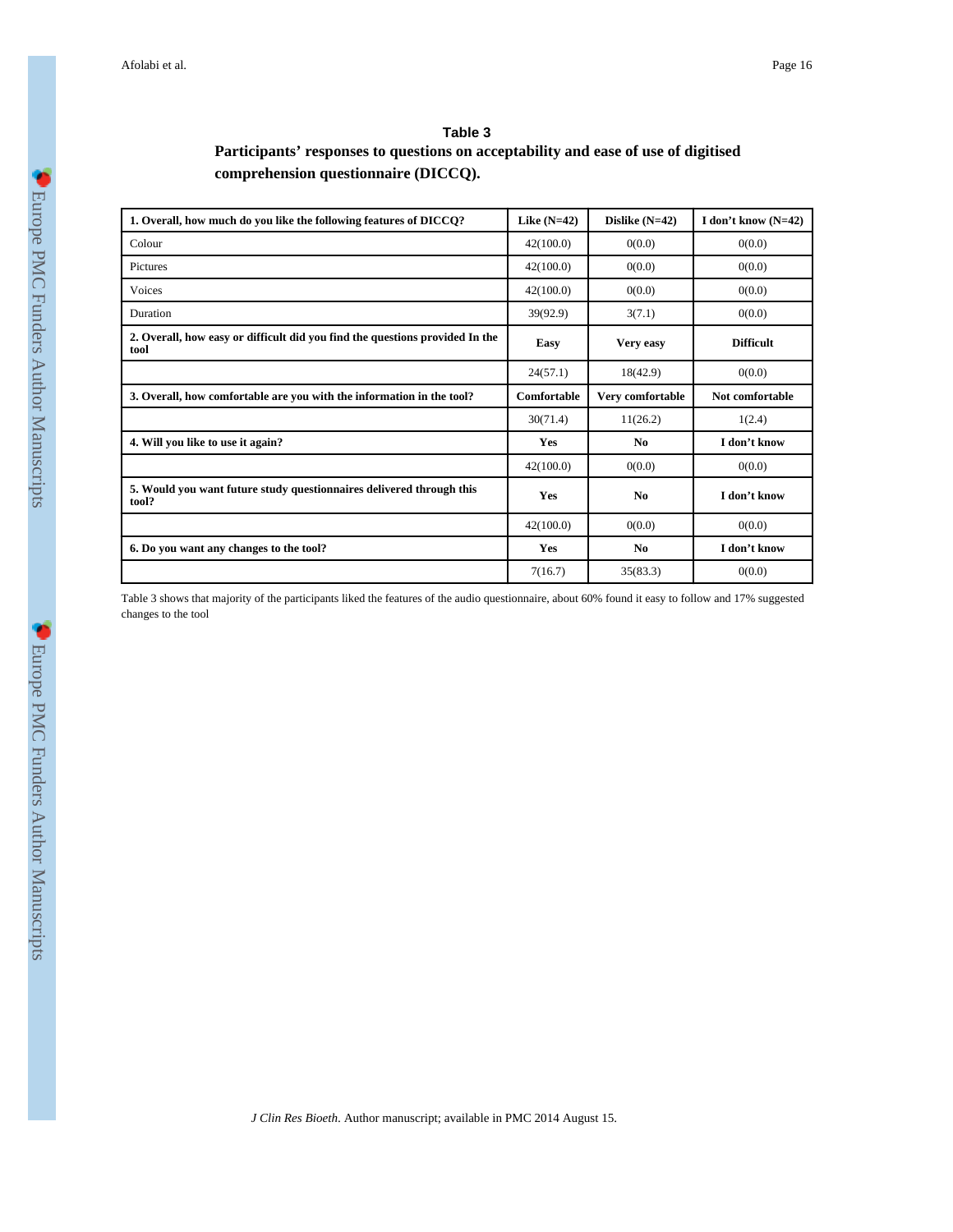**Table 3**

**Participants' responses to questions on acceptability and ease of use of digitised comprehension questionnaire (DICCQ).**

| 1. Overall, how much do you like the following features of DICCQ? | Like (N=42) | Dislike (N=42) | I don't know (N=42) |
|---|---|---|---|
| Colour | 42(100.0) | 0(0.0) | 0(0.0) |
| Pictures | 42(100.0) | 0(0.0) | 0(0.0) |
| Voices | 42(100.0) | 0(0.0) | 0(0.0) |
| Duration | 39(92.9) | 3(7.1) | 0(0.0) |
| **2. Overall, how easy or difficult did you find the questions provided In the tool** | **Easy** | **Very easy** | **Difficult** |
| | 24(57.1) | 18(42.9) | 0(0.0) |
| **3. Overall, how comfortable are you with the information in the tool?** | **Comfortable** | **Very comfortable** | **Not comfortable** |
| | 30(71.4) | 11(26.2) | 1(2.4) |
| **4. Will you like to use it again?** | **Yes** | **No** | **I don't know** |
| | 42(100.0) | 0(0.0) | 0(0.0) |
| **5. Would you want future study questionnaires delivered through this tool?** | **Yes** | **No** | **I don't know** |
| | 42(100.0) | 0(0.0) | 0(0.0) |
| **6. Do you want any changes to the tool?** | **Yes** | **No** | **I don't know** |
| | 7(16.7) | 35(83.3) | 0(0.0) |

Table 3 shows that majority of the participants liked the features of the audio questionnaire, about 60% found it easy to follow and 17% suggested changes to the tool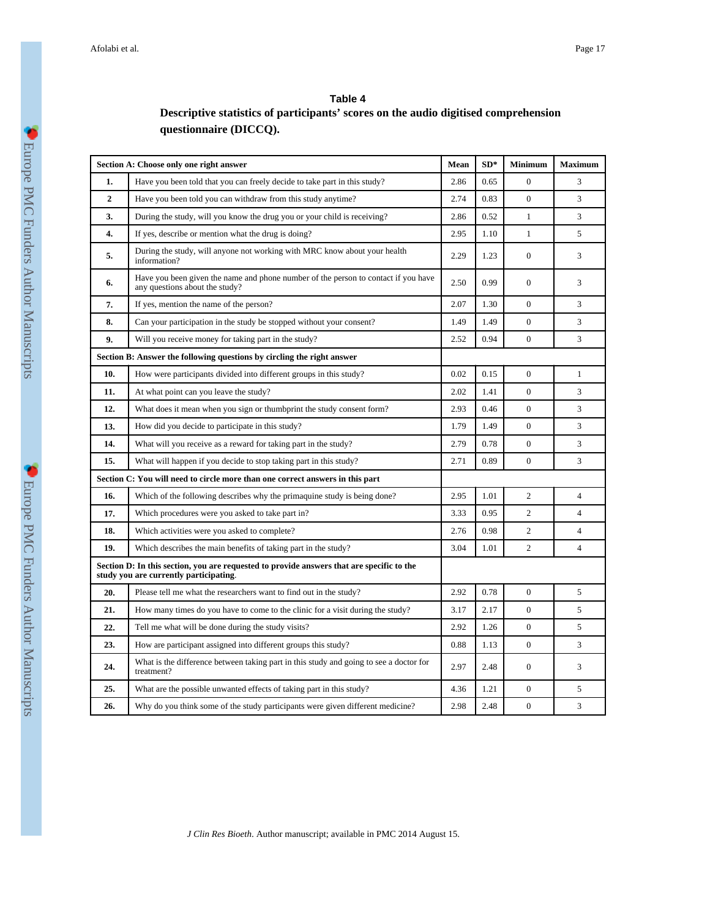**Table 4**

**Descriptive statistics of participants' scores on the audio digitised comprehension questionnaire (DICCQ).**

| Section A: Choose only one right answer | | Mean | SD* | Minimum | Maximum |
|---|---|---|---|---|---|
| **1.** | Have you been told that you can freely decide to take part in this study? | 2.86 | 0.65 | 0 | 3 |
| **2** | Have you been told you can withdraw from this study anytime? | 2.74 | 0.83 | 0 | 3 |
| **3.** | During the study, will you know the drug you or your child is receiving? | 2.86 | 0.52 | 1 | 3 |
| **4.** | If yes, describe or mention what the drug is doing? | 2.95 | 1.10 | 1 | 5 |
| **5.** | During the study, will anyone not working with MRC know about your health information? | 2.29 | 1.23 | 0 | 3 |
| **6.** | Have you been given the name and phone number of the person to contact if you have any questions about the study? | 2.50 | 0.99 | 0 | 3 |
| **7.** | If yes, mention the name of the person? | 2.07 | 1.30 | 0 | 3 |
| **8.** | Can your participation in the study be stopped without your consent? | 1.49 | 1.49 | 0 | 3 |
| **9.** | Will you receive money for taking part in the study? | 2.52 | 0.94 | 0 | 3 |
| **Section B: Answer the following questions by circling the right answer** | | | | | |
| **10.** | How were participants divided into different groups in this study? | 0.02 | 0.15 | 0 | 1 |
| **11.** | At what point can you leave the study? | 2.02 | 1.41 | 0 | 3 |
| **12.** | What does it mean when you sign or thumbprint the study consent form? | 2.93 | 0.46 | 0 | 3 |
| **13.** | How did you decide to participate in this study? | 1.79 | 1.49 | 0 | 3 |
| **14.** | What will you receive as a reward for taking part in the study? | 2.79 | 0.78 | 0 | 3 |
| **15.** | What will happen if you decide to stop taking part in this study? | 2.71 | 0.89 | 0 | 3 |
| **Section C: You will need to circle more than one correct answers in this part** | | | | | |
| **16.** | Which of the following describes why the primaquine study is being done? | 2.95 | 1.01 | 2 | 4 |
| **17.** | Which procedures were you asked to take part in? | 3.33 | 0.95 | 2 | 4 |
| **18.** | Which activities were you asked to complete? | 2.76 | 0.98 | 2 | 4 |
| **19.** | Which describes the main benefits of taking part in the study? | 3.04 | 1.01 | 2 | 4 |
| **Section D: In this section, you are requested to provide answers that are specific to the study you are currently participating**. | | | | | |
| **20.** | Please tell me what the researchers want to find out in the study? | 2.92 | 0.78 | 0 | 5 |
| **21.** | How many times do you have to come to the clinic for a visit during the study? | 3.17 | 2.17 | 0 | 5 |
| **22.** | Tell me what will be done during the study visits? | 2.92 | 1.26 | 0 | 5 |
| **23.** | How are participant assigned into different groups this study? | 0.88 | 1.13 | 0 | 3 |
| **24.** | What is the difference between taking part in this study and going to see a doctor for treatment? | 2.97 | 2.48 | 0 | 3 |
| **25.** | What are the possible unwanted effects of taking part in this study? | 4.36 | 1.21 | 0 | 5 |
| **26.** | Why do you think some of the study participants were given different medicine? | 2.98 | 2.48 | 0 | 3 |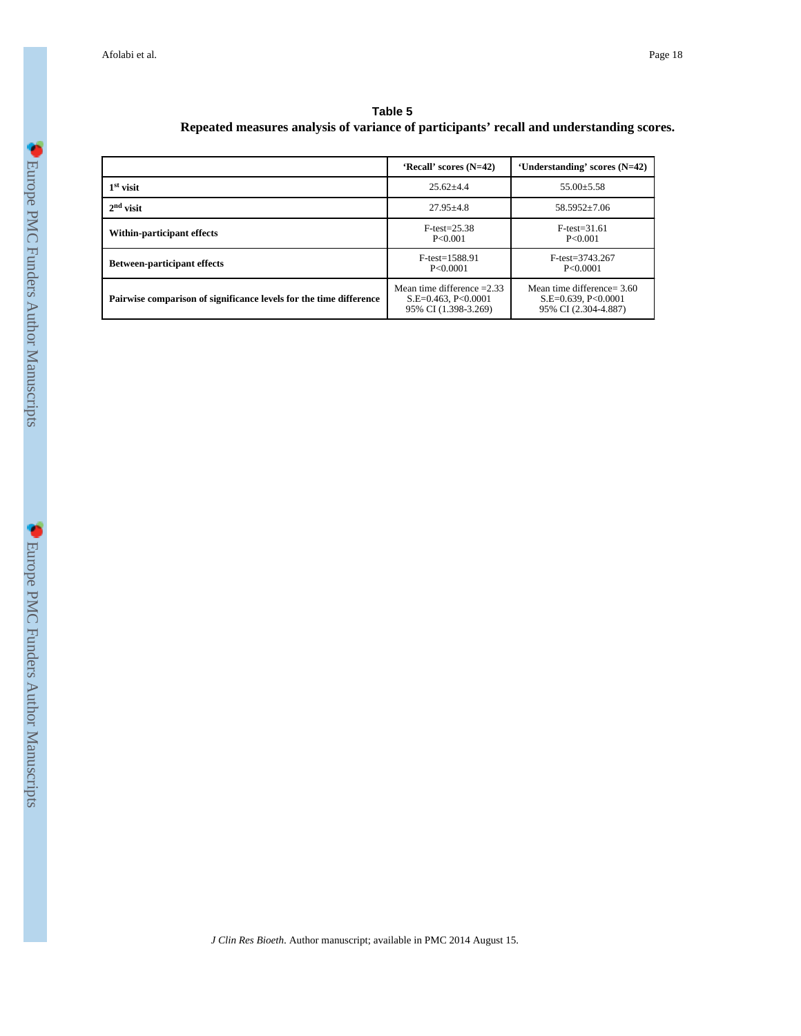**Table 5**

**Repeated measures analysis of variance of participants' recall and understanding scores.**

| | 'Recall' scores (N=42) | 'Understanding' scores (N=42) |
|---|---|---|
| **1st visit** | 25.62±4.4 | 55.00±5.58 |
| **2nd visit** | 27.95±4.8 | 58.5952±7.06 |
| **Within-participant effects** | F-test=25.38 P<0.001 | F-test=31.61 P<0.001 |
| **Between-participant effects** | F-test=1588.91 P<0.0001 | F-test=3743.267 P<0.0001 |
| **Pairwise comparison of significance levels for the time difference** | Mean time difference =2.33 S.E=0.463, P<0.0001 95% CI (1.398-3.269) | Mean time difference= 3.60 S.E=0.639, P<0.0001 95% CI (2.304-4.887) |